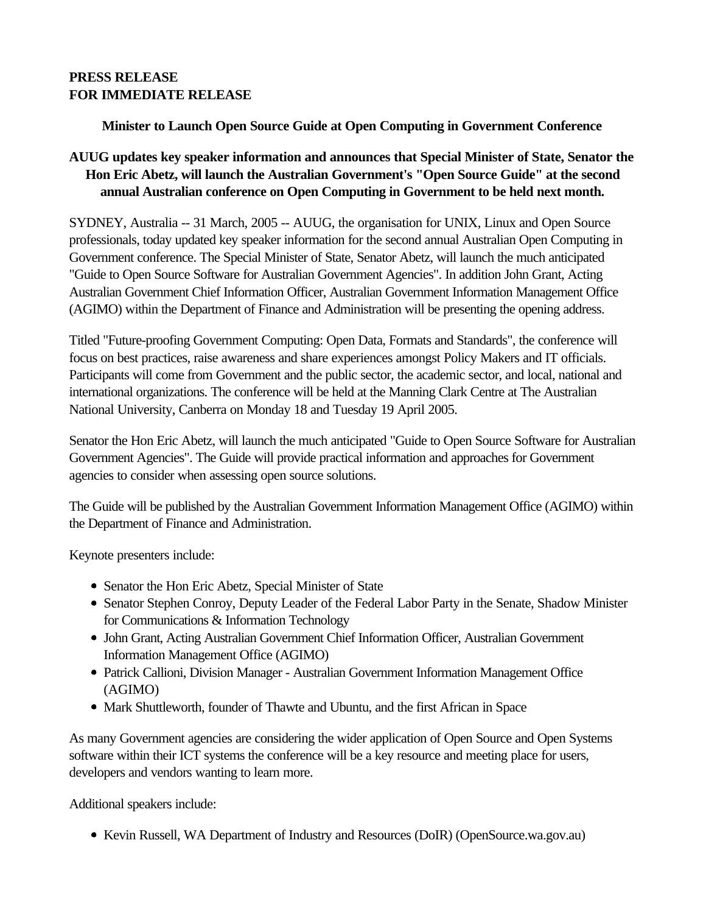**PRESS RELEASE**
**FOR IMMEDIATE RELEASE**

### Minister to Launch Open Source Guide at Open Computing in Government Conference

**AUUG updates key speaker information and announces that Special Minister of State, Senator the Hon Eric Abetz, will launch the Australian Government's "Open Source Guide" at the second annual Australian conference on Open Computing in Government to be held next month.**

SYDNEY, Australia -- 31 March, 2005 -- AUUG, the organisation for UNIX, Linux and Open Source professionals, today updated key speaker information for the second annual Australian Open Computing in Government conference. The Special Minister of State, Senator Abetz, will launch the much anticipated "Guide to Open Source Software for Australian Government Agencies". In addition John Grant, Acting Australian Government Chief Information Officer, Australian Government Information Management Office (AGIMO) within the Department of Finance and Administration will be presenting the opening address.

Titled "Future-proofing Government Computing: Open Data, Formats and Standards", the conference will focus on best practices, raise awareness and share experiences amongst Policy Makers and IT officials. Participants will come from Government and the public sector, the academic sector, and local, national and international organizations. The conference will be held at the Manning Clark Centre at The Australian National University, Canberra on Monday 18 and Tuesday 19 April 2005.

Senator the Hon Eric Abetz, will launch the much anticipated "Guide to Open Source Software for Australian Government Agencies". The Guide will provide practical information and approaches for Government agencies to consider when assessing open source solutions.

The Guide will be published by the Australian Government Information Management Office (AGIMO) within the Department of Finance and Administration.

Keynote presenters include:

- Senator the Hon Eric Abetz, Special Minister of State
- Senator Stephen Conroy, Deputy Leader of the Federal Labor Party in the Senate, Shadow Minister for Communications & Information Technology
- John Grant, Acting Australian Government Chief Information Officer, Australian Government Information Management Office (AGIMO)
- Patrick Callioni, Division Manager - Australian Government Information Management Office (AGIMO)
- Mark Shuttleworth, founder of Thawte and Ubuntu, and the first African in Space

As many Government agencies are considering the wider application of Open Source and Open Systems software within their ICT systems the conference will be a key resource and meeting place for users, developers and vendors wanting to learn more.

Additional speakers include:

- Kevin Russell, WA Department of Industry and Resources (DoIR) (OpenSource.wa.gov.au)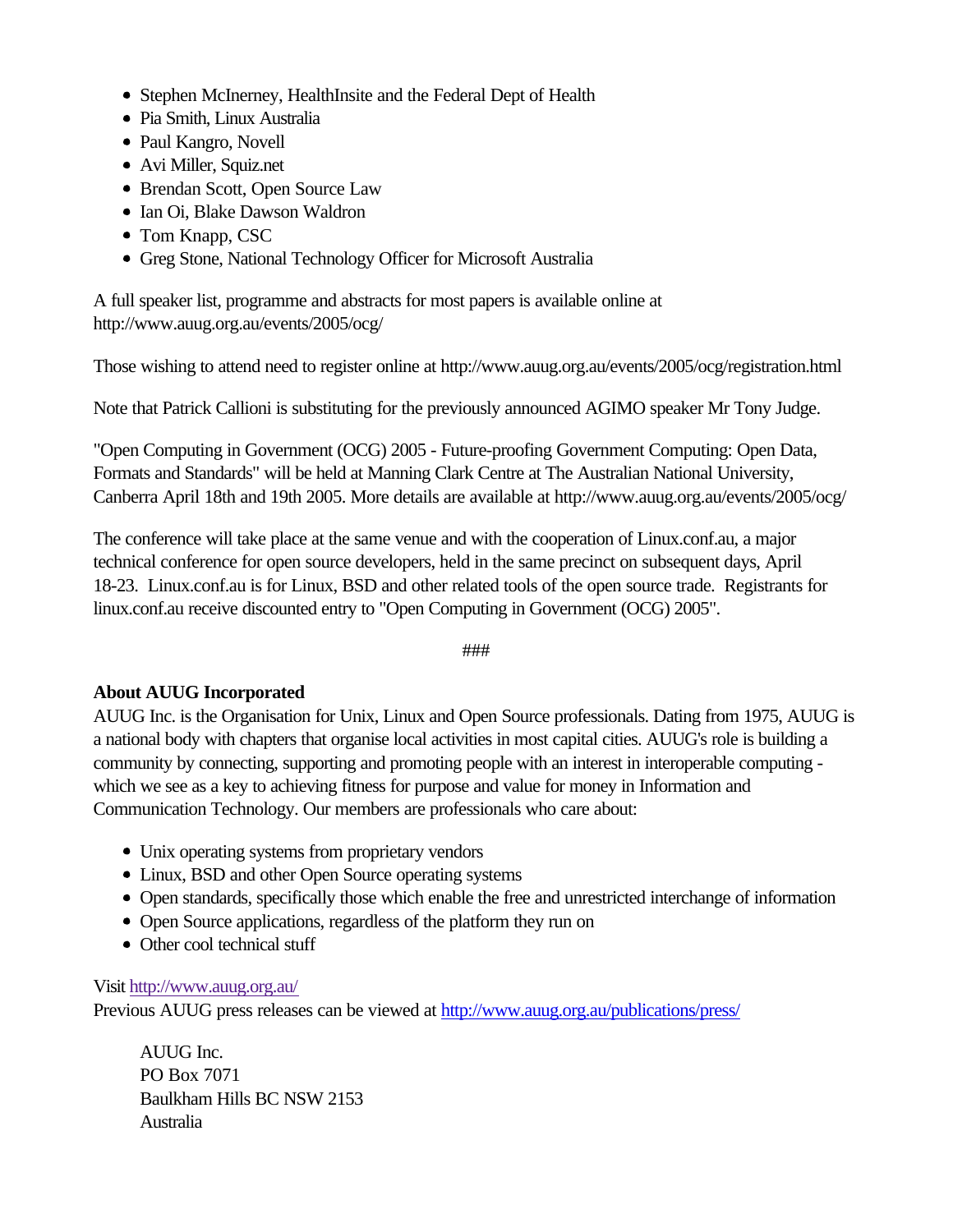- Stephen McInerney, HealthInsite and the Federal Dept of Health
- Pia Smith, Linux Australia
- Paul Kangro, Novell
- Avi Miller, Squiz.net
- Brendan Scott, Open Source Law
- Ian Oi, Blake Dawson Waldron
- Tom Knapp, CSC
- Greg Stone, National Technology Officer for Microsoft Australia

A full speaker list, programme and abstracts for most papers is available online at http://www.auug.org.au/events/2005/ocg/

Those wishing to attend need to register online at http://www.auug.org.au/events/2005/ocg/registration.html

Note that Patrick Callioni is substituting for the previously announced AGIMO speaker Mr Tony Judge.

"Open Computing in Government (OCG) 2005 - Future-proofing Government Computing: Open Data, Formats and Standards" will be held at Manning Clark Centre at The Australian National University, Canberra April 18th and 19th 2005. More details are available at http://www.auug.org.au/events/2005/ocg/

The conference will take place at the same venue and with the cooperation of Linux.conf.au, a major technical conference for open source developers, held in the same precinct on subsequent days, April 18-23. Linux.conf.au is for Linux, BSD and other related tools of the open source trade. Registrants for linux.conf.au receive discounted entry to "Open Computing in Government (OCG) 2005".

###

**About AUUG Incorporated**

AUUG Inc. is the Organisation for Unix, Linux and Open Source professionals. Dating from 1975, AUUG is a national body with chapters that organise local activities in most capital cities. AUUG's role is building a community by connecting, supporting and promoting people with an interest in interoperable computing - which we see as a key to achieving fitness for purpose and value for money in Information and Communication Technology. Our members are professionals who care about:

- Unix operating systems from proprietary vendors
- Linux, BSD and other Open Source operating systems
- Open standards, specifically those which enable the free and unrestricted interchange of information
- Open Source applications, regardless of the platform they run on
- Other cool technical stuff

Visit http://www.auug.org.au/
Previous AUUG press releases can be viewed at http://www.auug.org.au/publications/press/

AUUG Inc.
PO Box 7071
Baulkham Hills BC NSW 2153
Australia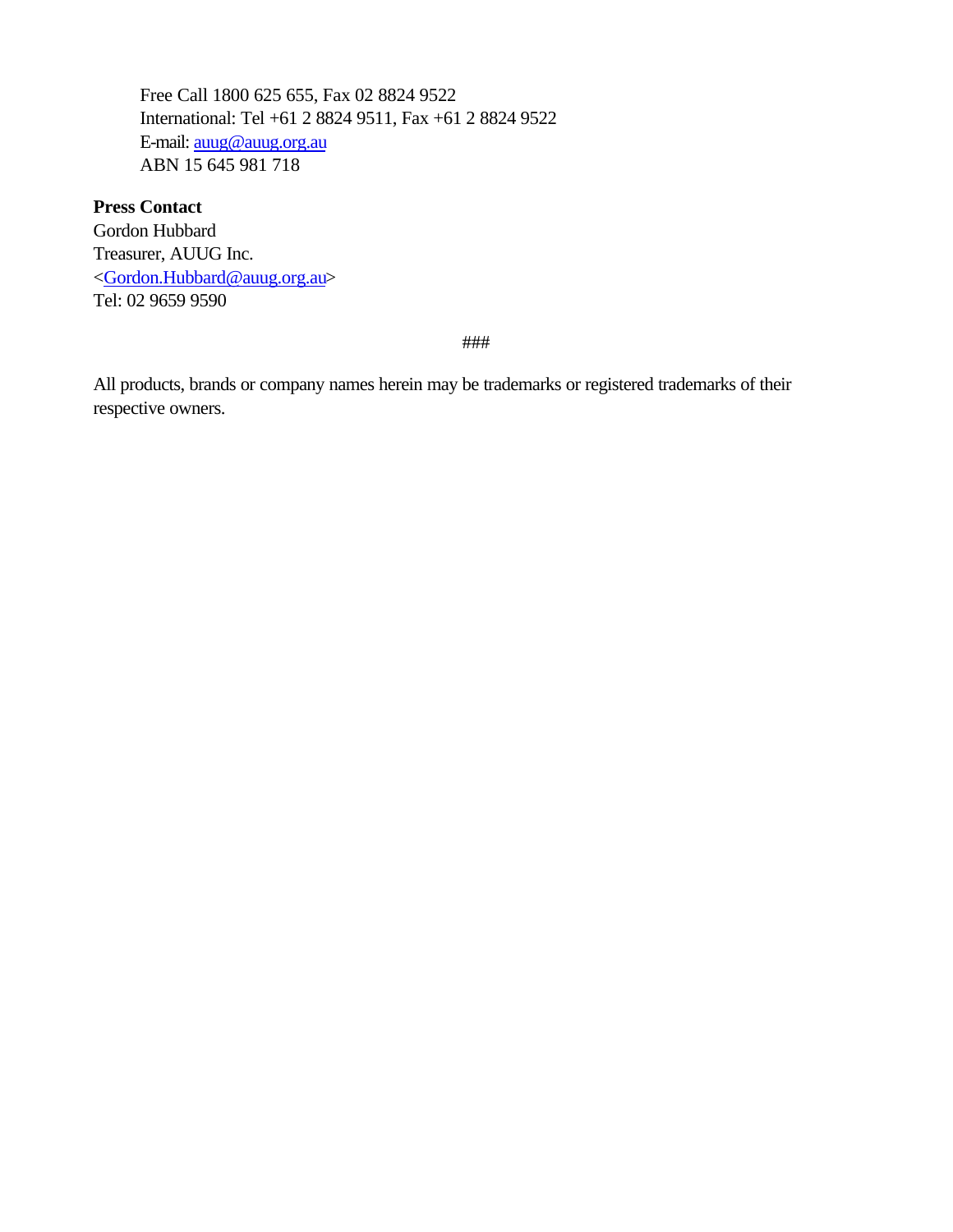Free Call 1800 625 655, Fax 02 8824 9522
International: Tel +61 2 8824 9511, Fax +61 2 8824 9522
E-mail: auug@auug.org.au
ABN 15 645 981 718

**Press Contact**
Gordon Hubbard
Treasurer, AUUG Inc.
<Gordon.Hubbard@auug.org.au>
Tel: 02 9659 9590

###

All products, brands or company names herein may be trademarks or registered trademarks of their respective owners.